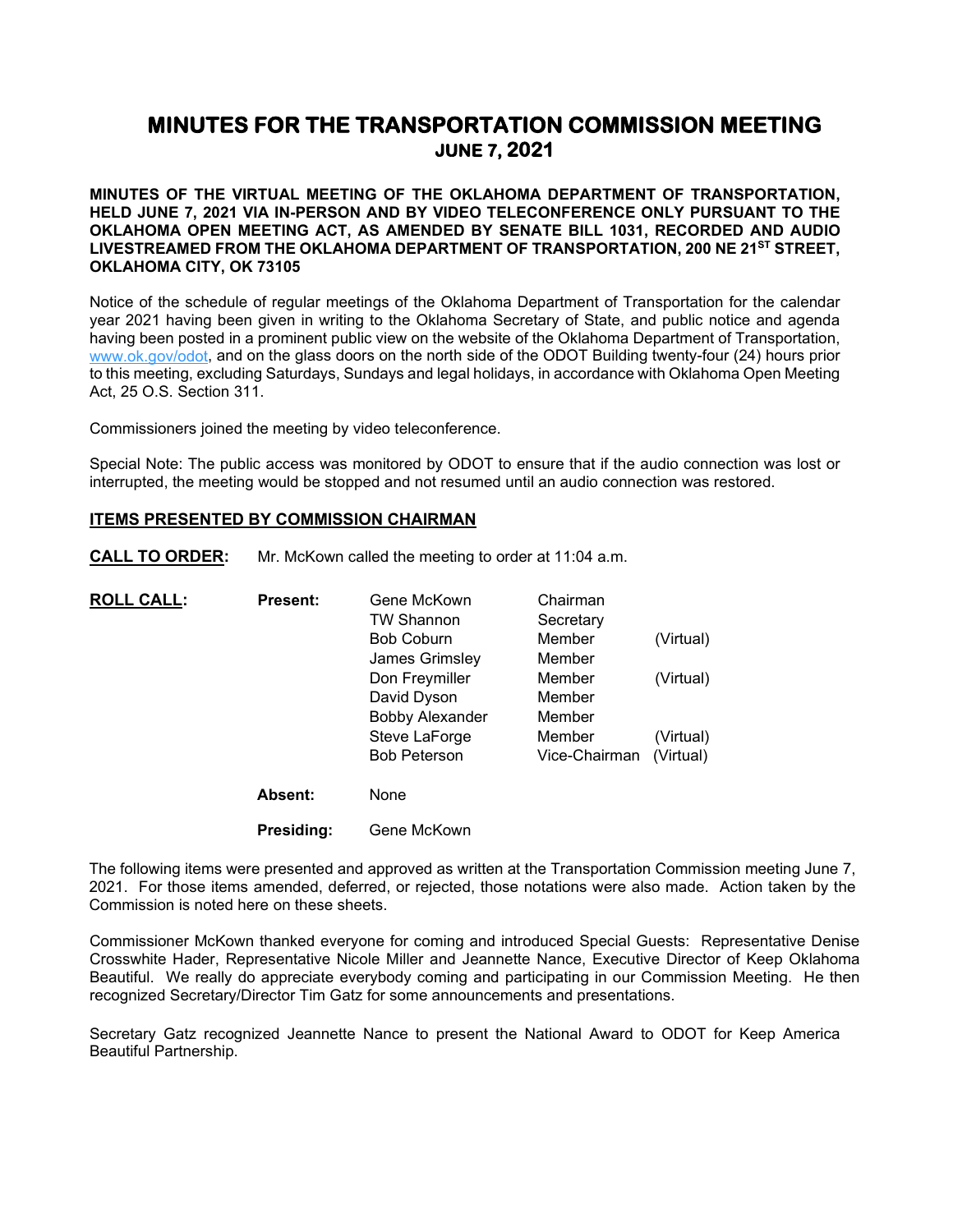# MINUTES FOR THE TRANSPORTATION COMMISSION MEETING
## JUNE 7, 2021

**MINUTES OF THE VIRTUAL MEETING OF THE OKLAHOMA DEPARTMENT OF TRANSPORTATION, HELD JUNE 7, 2021 VIA IN-PERSON AND BY VIDEO TELECONFERENCE ONLY PURSUANT TO THE OKLAHOMA OPEN MEETING ACT, AS AMENDED BY SENATE BILL 1031, RECORDED AND AUDIO LIVESTREAMED FROM THE OKLAHOMA DEPARTMENT OF TRANSPORTATION, 200 NE 21ST STREET, OKLAHOMA CITY, OK 73105**

Notice of the schedule of regular meetings of the Oklahoma Department of Transportation for the calendar year 2021 having been given in writing to the Oklahoma Secretary of State, and public notice and agenda having been posted in a prominent public view on the website of the Oklahoma Department of Transportation, www.ok.gov/odot, and on the glass doors on the north side of the ODOT Building twenty-four (24) hours prior to this meeting, excluding Saturdays, Sundays and legal holidays, in accordance with Oklahoma Open Meeting Act, 25 O.S. Section 311.

Commissioners joined the meeting by video teleconference.

Special Note: The public access was monitored by ODOT to ensure that if the audio connection was lost or interrupted, the meeting would be stopped and not resumed until an audio connection was restored.

**ITEMS PRESENTED BY COMMISSION CHAIRMAN**

**CALL TO ORDER:** Mr. McKown called the meeting to order at 11:04 a.m.

| **ROLL CALL:** | **Present:** | Gene McKown | Chairman | |
|---|---|---|---|---|
| | | TW Shannon | Secretary | |
| | | Bob Coburn | Member | (Virtual) |
| | | James Grimsley | Member | |
| | | Don Freymiller | Member | (Virtual) |
| | | David Dyson | Member | |
| | | Bobby Alexander | Member | |
| | | Steve LaForge | Member | (Virtual) |
| | | Bob Peterson | Vice-Chairman | (Virtual) |
| | **Absent:** | None | | |
| | **Presiding:** | Gene McKown | | |

The following items were presented and approved as written at the Transportation Commission meeting June 7, 2021. For those items amended, deferred, or rejected, those notations were also made. Action taken by the Commission is noted here on these sheets.

Commissioner McKown thanked everyone for coming and introduced Special Guests: Representative Denise Crosswhite Hader, Representative Nicole Miller and Jeannette Nance, Executive Director of Keep Oklahoma Beautiful. We really do appreciate everybody coming and participating in our Commission Meeting. He then recognized Secretary/Director Tim Gatz for some announcements and presentations.

Secretary Gatz recognized Jeannette Nance to present the National Award to ODOT for Keep America Beautiful Partnership.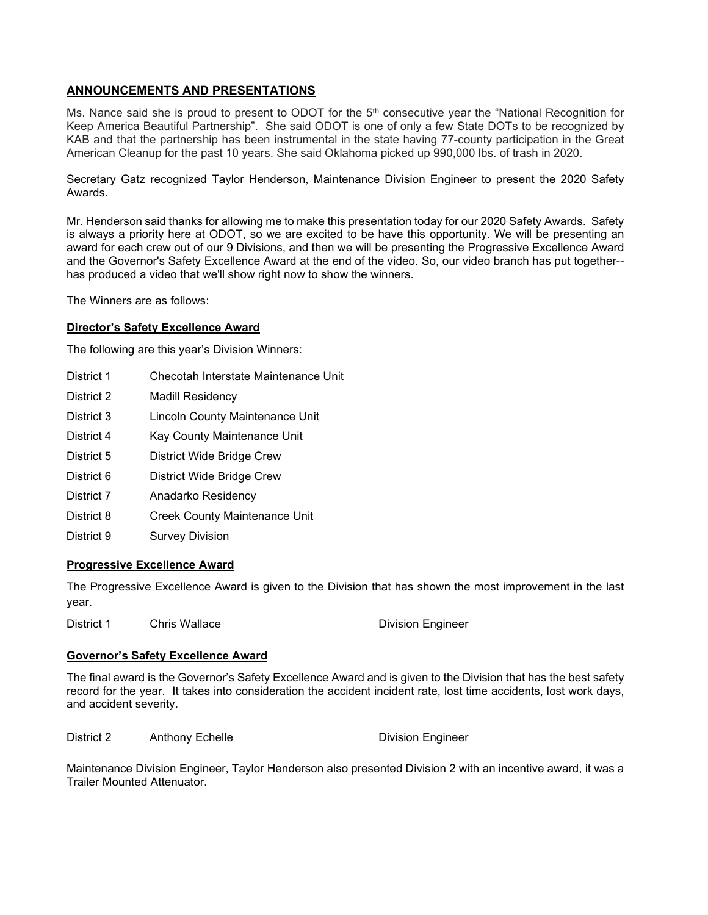## ANNOUNCEMENTS AND PRESENTATIONS

Ms. Nance said she is proud to present to ODOT for the 5th consecutive year the "National Recognition for Keep America Beautiful Partnership". She said ODOT is one of only a few State DOTs to be recognized by KAB and that the partnership has been instrumental in the state having 77-county participation in the Great American Cleanup for the past 10 years. She said Oklahoma picked up 990,000 lbs. of trash in 2020.

Secretary Gatz recognized Taylor Henderson, Maintenance Division Engineer to present the 2020 Safety Awards.

Mr. Henderson said thanks for allowing me to make this presentation today for our 2020 Safety Awards. Safety is always a priority here at ODOT, so we are excited to be have this opportunity. We will be presenting an award for each crew out of our 9 Divisions, and then we will be presenting the Progressive Excellence Award and the Governor's Safety Excellence Award at the end of the video. So, our video branch has put together--has produced a video that we'll show right now to show the winners.

The Winners are as follows:

### Director's Safety Excellence Award

The following are this year's Division Winners:

| | |
|---|---|
| District 1 | Checotah Interstate Maintenance Unit |
| District 2 | Madill Residency |
| District 3 | Lincoln County Maintenance Unit |
| District 4 | Kay County Maintenance Unit |
| District 5 | District Wide Bridge Crew |
| District 6 | District Wide Bridge Crew |
| District 7 | Anadarko Residency |
| District 8 | Creek County Maintenance Unit |
| District 9 | Survey Division |

### Progressive Excellence Award

The Progressive Excellence Award is given to the Division that has shown the most improvement in the last year.

| | | |
|---|---|---|
| District 1 | Chris Wallace | Division Engineer |

### Governor's Safety Excellence Award

The final award is the Governor's Safety Excellence Award and is given to the Division that has the best safety record for the year. It takes into consideration the accident incident rate, lost time accidents, lost work days, and accident severity.

| | | |
|---|---|---|
| District 2 | Anthony Echelle | Division Engineer |

Maintenance Division Engineer, Taylor Henderson also presented Division 2 with an incentive award, it was a Trailer Mounted Attenuator.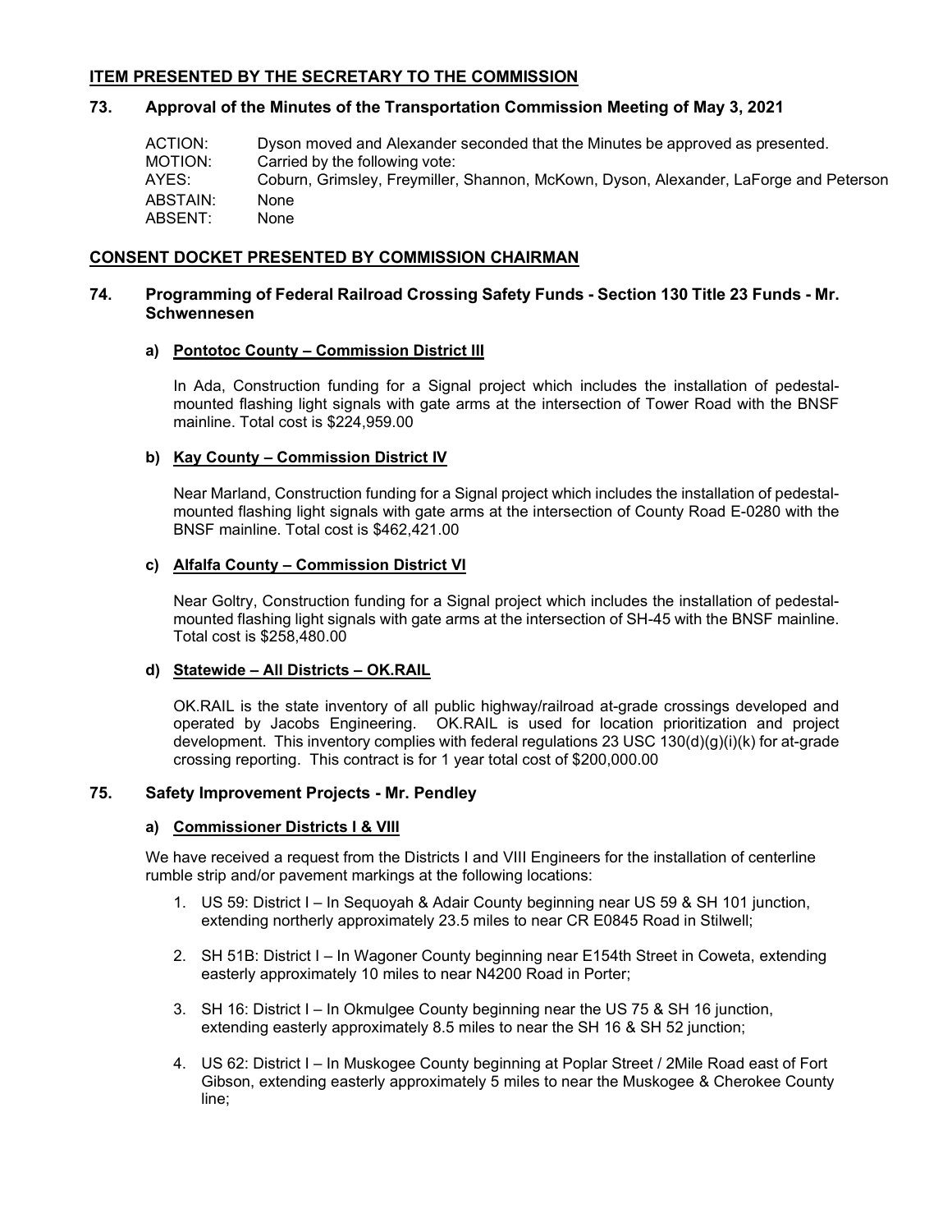## ITEM PRESENTED BY THE SECRETARY TO THE COMMISSION

### 73. Approval of the Minutes of the Transportation Commission Meeting of May 3, 2021

ACTION: Dyson moved and Alexander seconded that the Minutes be approved as presented.
MOTION: Carried by the following vote:
AYES: Coburn, Grimsley, Freymiller, Shannon, McKown, Dyson, Alexander, LaForge and Peterson
ABSTAIN: None
ABSENT: None

## CONSENT DOCKET PRESENTED BY COMMISSION CHAIRMAN

### 74. Programming of Federal Railroad Crossing Safety Funds - Section 130 Title 23 Funds - Mr. Schwennesen

**a) Pontotoc County – Commission District III**

In Ada, Construction funding for a Signal project which includes the installation of pedestal-mounted flashing light signals with gate arms at the intersection of Tower Road with the BNSF mainline. Total cost is $224,959.00

**b) Kay County – Commission District IV**

Near Marland, Construction funding for a Signal project which includes the installation of pedestal-mounted flashing light signals with gate arms at the intersection of County Road E-0280 with the BNSF mainline. Total cost is $462,421.00

**c) Alfalfa County – Commission District VI**

Near Goltry, Construction funding for a Signal project which includes the installation of pedestal-mounted flashing light signals with gate arms at the intersection of SH-45 with the BNSF mainline. Total cost is $258,480.00

**d) Statewide – All Districts – OK.RAIL**

OK.RAIL is the state inventory of all public highway/railroad at-grade crossings developed and operated by Jacobs Engineering. OK.RAIL is used for location prioritization and project development. This inventory complies with federal regulations 23 USC 130(d)(g)(i)(k) for at-grade crossing reporting. This contract is for 1 year total cost of $200,000.00

### 75. Safety Improvement Projects - Mr. Pendley

**a) Commissioner Districts I & VIII**

We have received a request from the Districts I and VIII Engineers for the installation of centerline rumble strip and/or pavement markings at the following locations:

1. US 59: District I – In Sequoyah & Adair County beginning near US 59 & SH 101 junction, extending northerly approximately 23.5 miles to near CR E0845 Road in Stilwell;

2. SH 51B: District I – In Wagoner County beginning near E154th Street in Coweta, extending easterly approximately 10 miles to near N4200 Road in Porter;

3. SH 16: District I – In Okmulgee County beginning near the US 75 & SH 16 junction, extending easterly approximately 8.5 miles to near the SH 16 & SH 52 junction;

4. US 62: District I – In Muskogee County beginning at Poplar Street / 2Mile Road east of Fort Gibson, extending easterly approximately 5 miles to near the Muskogee & Cherokee County line;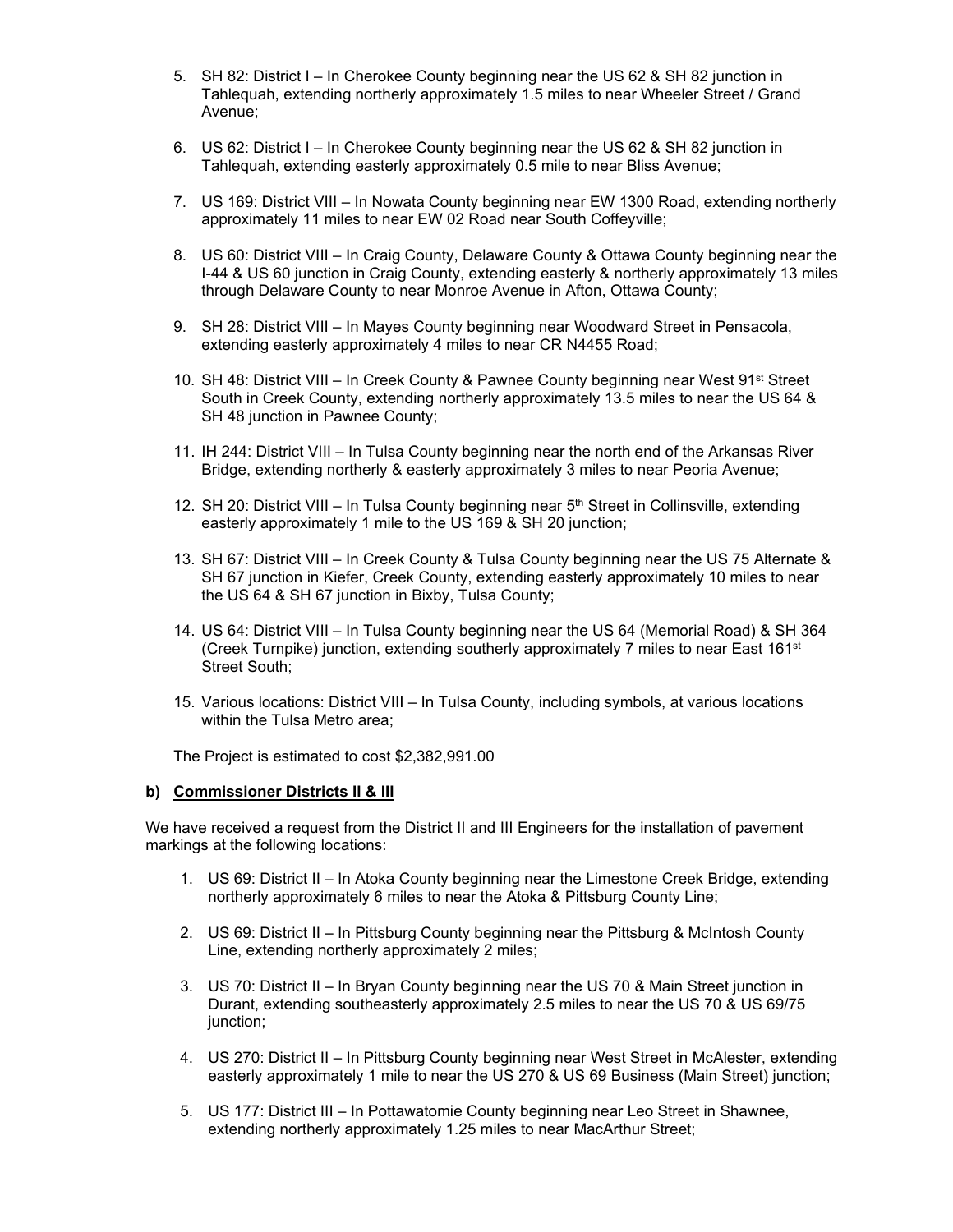5. SH 82: District I – In Cherokee County beginning near the US 62 & SH 82 junction in Tahlequah, extending northerly approximately 1.5 miles to near Wheeler Street / Grand Avenue;

6. US 62: District I – In Cherokee County beginning near the US 62 & SH 82 junction in Tahlequah, extending easterly approximately 0.5 mile to near Bliss Avenue;

7. US 169: District VIII – In Nowata County beginning near EW 1300 Road, extending northerly approximately 11 miles to near EW 02 Road near South Coffeyville;

8. US 60: District VIII – In Craig County, Delaware County & Ottawa County beginning near the I-44 & US 60 junction in Craig County, extending easterly & northerly approximately 13 miles through Delaware County to near Monroe Avenue in Afton, Ottawa County;

9. SH 28: District VIII – In Mayes County beginning near Woodward Street in Pensacola, extending easterly approximately 4 miles to near CR N4455 Road;

10. SH 48: District VIII – In Creek County & Pawnee County beginning near West 91st Street South in Creek County, extending northerly approximately 13.5 miles to near the US 64 & SH 48 junction in Pawnee County;

11. IH 244: District VIII – In Tulsa County beginning near the north end of the Arkansas River Bridge, extending northerly & easterly approximately 3 miles to near Peoria Avenue;

12. SH 20: District VIII – In Tulsa County beginning near 5th Street in Collinsville, extending easterly approximately 1 mile to the US 169 & SH 20 junction;

13. SH 67: District VIII – In Creek County & Tulsa County beginning near the US 75 Alternate & SH 67 junction in Kiefer, Creek County, extending easterly approximately 10 miles to near the US 64 & SH 67 junction in Bixby, Tulsa County;

14. US 64: District VIII – In Tulsa County beginning near the US 64 (Memorial Road) & SH 364 (Creek Turnpike) junction, extending southerly approximately 7 miles to near East 161st Street South;

15. Various locations: District VIII – In Tulsa County, including symbols, at various locations within the Tulsa Metro area;

The Project is estimated to cost $2,382,991.00

**b) Commissioner Districts II & III**

We have received a request from the District II and III Engineers for the installation of pavement markings at the following locations:

1. US 69: District II – In Atoka County beginning near the Limestone Creek Bridge, extending northerly approximately 6 miles to near the Atoka & Pittsburg County Line;

2. US 69: District II – In Pittsburg County beginning near the Pittsburg & McIntosh County Line, extending northerly approximately 2 miles;

3. US 70: District II – In Bryan County beginning near the US 70 & Main Street junction in Durant, extending southeasterly approximately 2.5 miles to near the US 70 & US 69/75 junction;

4. US 270: District II – In Pittsburg County beginning near West Street in McAlester, extending easterly approximately 1 mile to near the US 270 & US 69 Business (Main Street) junction;

5. US 177: District III – In Pottawatomie County beginning near Leo Street in Shawnee, extending northerly approximately 1.25 miles to near MacArthur Street;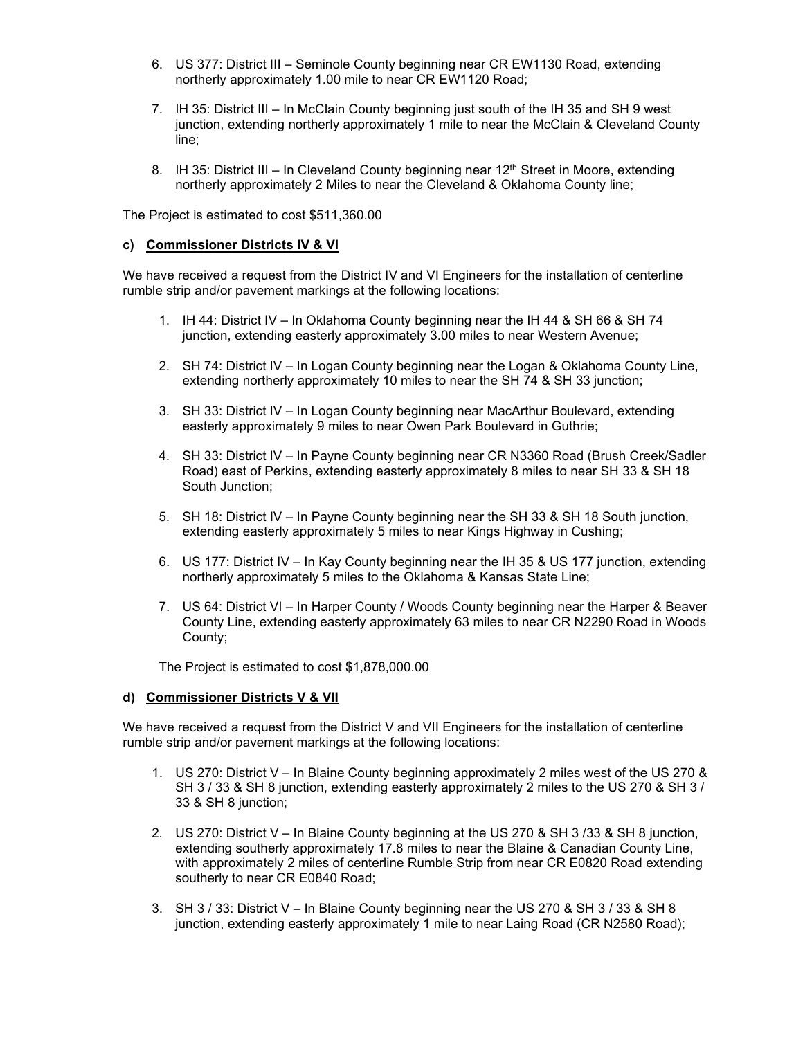6. US 377: District III – Seminole County beginning near CR EW1130 Road, extending northerly approximately 1.00 mile to near CR EW1120 Road;

7. IH 35: District III – In McClain County beginning just south of the IH 35 and SH 9 west junction, extending northerly approximately 1 mile to near the McClain & Cleveland County line;

8. IH 35: District III – In Cleveland County beginning near 12th Street in Moore, extending northerly approximately 2 Miles to near the Cleveland & Oklahoma County line;

The Project is estimated to cost $511,360.00

#### c) **Commissioner Districts IV & VI**

We have received a request from the District IV and VI Engineers for the installation of centerline rumble strip and/or pavement markings at the following locations:

1. IH 44: District IV – In Oklahoma County beginning near the IH 44 & SH 66 & SH 74 junction, extending easterly approximately 3.00 miles to near Western Avenue;

2. SH 74: District IV – In Logan County beginning near the Logan & Oklahoma County Line, extending northerly approximately 10 miles to near the SH 74 & SH 33 junction;

3. SH 33: District IV – In Logan County beginning near MacArthur Boulevard, extending easterly approximately 9 miles to near Owen Park Boulevard in Guthrie;

4. SH 33: District IV – In Payne County beginning near CR N3360 Road (Brush Creek/Sadler Road) east of Perkins, extending easterly approximately 8 miles to near SH 33 & SH 18 South Junction;

5. SH 18: District IV – In Payne County beginning near the SH 33 & SH 18 South junction, extending easterly approximately 5 miles to near Kings Highway in Cushing;

6. US 177: District IV – In Kay County beginning near the IH 35 & US 177 junction, extending northerly approximately 5 miles to the Oklahoma & Kansas State Line;

7. US 64: District VI – In Harper County / Woods County beginning near the Harper & Beaver County Line, extending easterly approximately 63 miles to near CR N2290 Road in Woods County;

The Project is estimated to cost $1,878,000.00

#### d) **Commissioner Districts V & VII**

We have received a request from the District V and VII Engineers for the installation of centerline rumble strip and/or pavement markings at the following locations:

1. US 270: District V – In Blaine County beginning approximately 2 miles west of the US 270 & SH 3 / 33 & SH 8 junction, extending easterly approximately 2 miles to the US 270 & SH 3 / 33 & SH 8 junction;

2. US 270: District V – In Blaine County beginning at the US 270 & SH 3 /33 & SH 8 junction, extending southerly approximately 17.8 miles to near the Blaine & Canadian County Line, with approximately 2 miles of centerline Rumble Strip from near CR E0820 Road extending southerly to near CR E0840 Road;

3. SH 3 / 33: District V – In Blaine County beginning near the US 270 & SH 3 / 33 & SH 8 junction, extending easterly approximately 1 mile to near Laing Road (CR N2580 Road);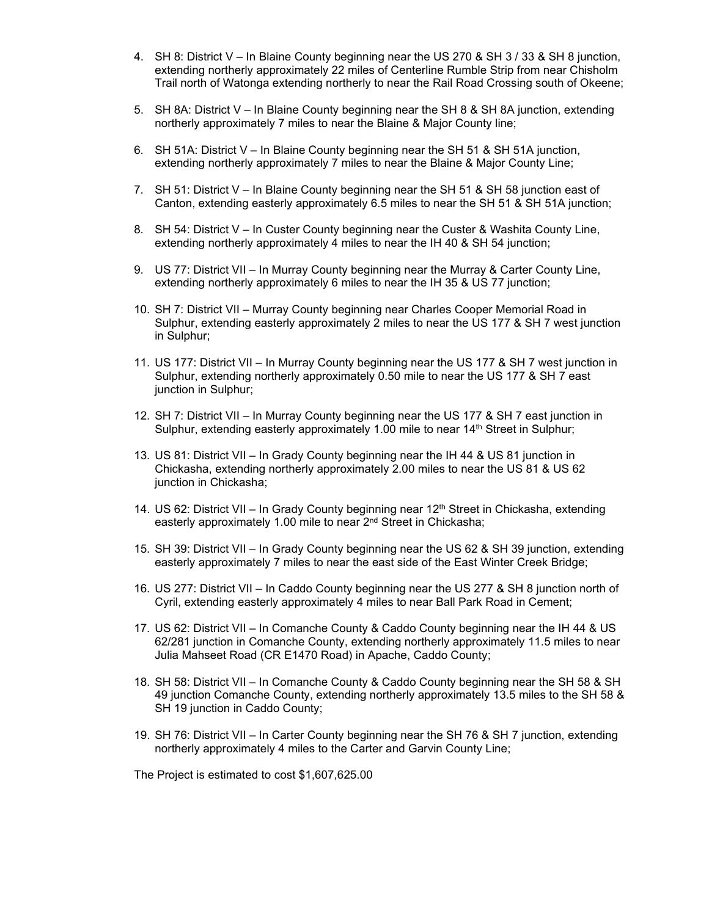4. SH 8: District V – In Blaine County beginning near the US 270 & SH 3 / 33 & SH 8 junction, extending northerly approximately 22 miles of Centerline Rumble Strip from near Chisholm Trail north of Watonga extending northerly to near the Rail Road Crossing south of Okeene;

5. SH 8A: District V – In Blaine County beginning near the SH 8 & SH 8A junction, extending northerly approximately 7 miles to near the Blaine & Major County line;

6. SH 51A: District V – In Blaine County beginning near the SH 51 & SH 51A junction, extending northerly approximately 7 miles to near the Blaine & Major County Line;

7. SH 51: District V – In Blaine County beginning near the SH 51 & SH 58 junction east of Canton, extending easterly approximately 6.5 miles to near the SH 51 & SH 51A junction;

8. SH 54: District V – In Custer County beginning near the Custer & Washita County Line, extending northerly approximately 4 miles to near the IH 40 & SH 54 junction;

9. US 77: District VII – In Murray County beginning near the Murray & Carter County Line, extending northerly approximately 6 miles to near the IH 35 & US 77 junction;

10. SH 7: District VII – Murray County beginning near Charles Cooper Memorial Road in Sulphur, extending easterly approximately 2 miles to near the US 177 & SH 7 west junction in Sulphur;

11. US 177: District VII – In Murray County beginning near the US 177 & SH 7 west junction in Sulphur, extending northerly approximately 0.50 mile to near the US 177 & SH 7 east junction in Sulphur;

12. SH 7: District VII – In Murray County beginning near the US 177 & SH 7 east junction in Sulphur, extending easterly approximately 1.00 mile to near 14th Street in Sulphur;

13. US 81: District VII – In Grady County beginning near the IH 44 & US 81 junction in Chickasha, extending northerly approximately 2.00 miles to near the US 81 & US 62 junction in Chickasha;

14. US 62: District VII – In Grady County beginning near 12th Street in Chickasha, extending easterly approximately 1.00 mile to near 2nd Street in Chickasha;

15. SH 39: District VII – In Grady County beginning near the US 62 & SH 39 junction, extending easterly approximately 7 miles to near the east side of the East Winter Creek Bridge;

16. US 277: District VII – In Caddo County beginning near the US 277 & SH 8 junction north of Cyril, extending easterly approximately 4 miles to near Ball Park Road in Cement;

17. US 62: District VII – In Comanche County & Caddo County beginning near the IH 44 & US 62/281 junction in Comanche County, extending northerly approximately 11.5 miles to near Julia Mahseet Road (CR E1470 Road) in Apache, Caddo County;

18. SH 58: District VII – In Comanche County & Caddo County beginning near the SH 58 & SH 49 junction Comanche County, extending northerly approximately 13.5 miles to the SH 58 & SH 19 junction in Caddo County;

19. SH 76: District VII – In Carter County beginning near the SH 76 & SH 7 junction, extending northerly approximately 4 miles to the Carter and Garvin County Line;

The Project is estimated to cost $1,607,625.00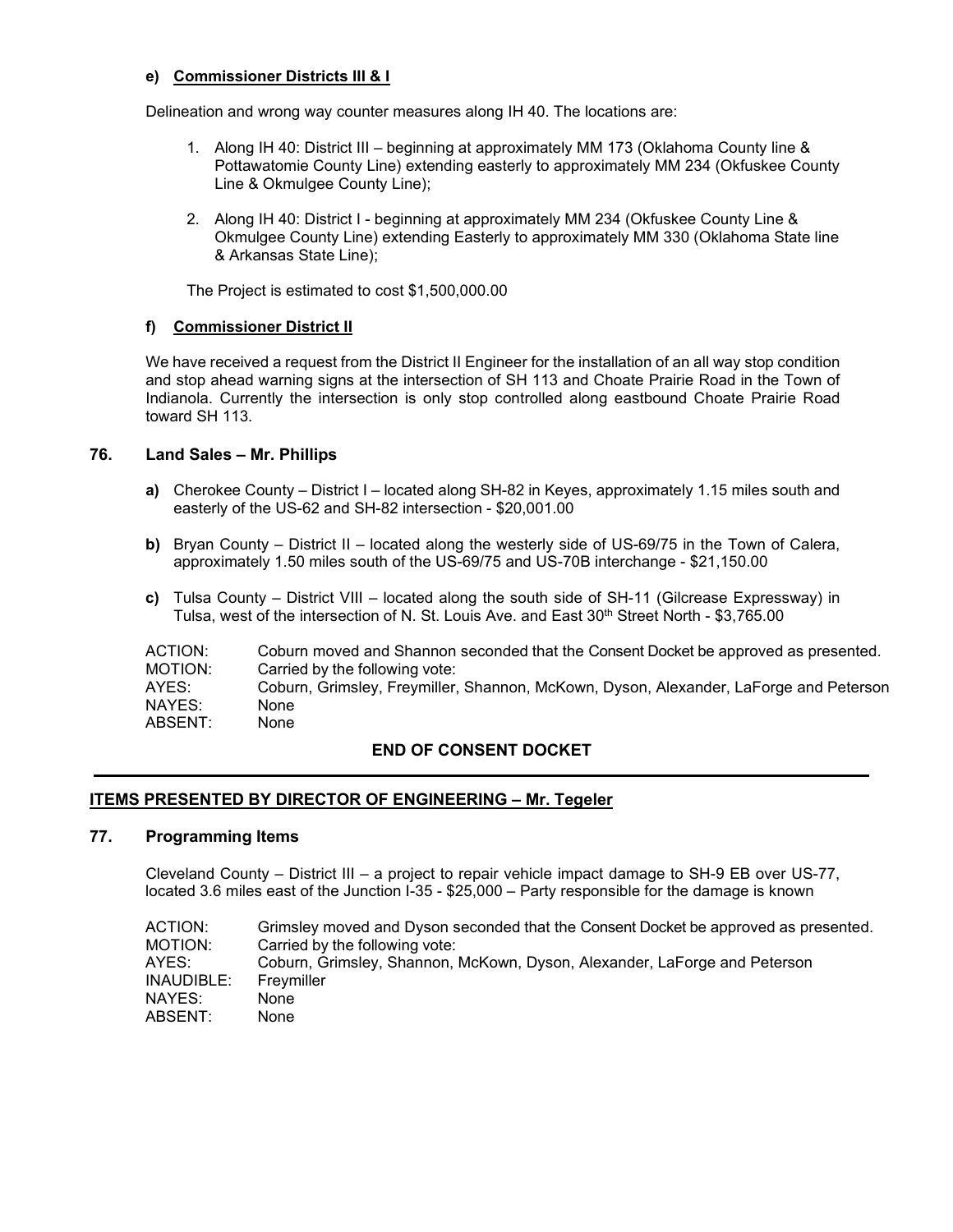**e) Commissioner Districts III & I**

Delineation and wrong way counter measures along IH 40. The locations are:

1. Along IH 40: District III – beginning at approximately MM 173 (Oklahoma County line & Pottawatomie County Line) extending easterly to approximately MM 234 (Okfuskee County Line & Okmulgee County Line);
2. Along IH 40: District I - beginning at approximately MM 234 (Okfuskee County Line & Okmulgee County Line) extending Easterly to approximately MM 330 (Oklahoma State line & Arkansas State Line);

The Project is estimated to cost $1,500,000.00

**f) Commissioner District II**

We have received a request from the District II Engineer for the installation of an all way stop condition and stop ahead warning signs at the intersection of SH 113 and Choate Prairie Road in the Town of Indianola. Currently the intersection is only stop controlled along eastbound Choate Prairie Road toward SH 113.

### 76. Land Sales – Mr. Phillips

**a)** Cherokee County – District I – located along SH-82 in Keyes, approximately 1.15 miles south and easterly of the US-62 and SH-82 intersection - $20,001.00

**b)** Bryan County – District II – located along the westerly side of US-69/75 in the Town of Calera, approximately 1.50 miles south of the US-69/75 and US-70B interchange - $21,150.00

**c)** Tulsa County – District VIII – located along the south side of SH-11 (Gilcrease Expressway) in Tulsa, west of the intersection of N. St. Louis Ave. and East 30th Street North - $3,765.00

ACTION: Coburn moved and Shannon seconded that the Consent Docket be approved as presented.
MOTION: Carried by the following vote:
AYES: Coburn, Grimsley, Freymiller, Shannon, McKown, Dyson, Alexander, LaForge and Peterson
NAYES: None
ABSENT: None

**END OF CONSENT DOCKET**

---

**ITEMS PRESENTED BY DIRECTOR OF ENGINEERING – Mr. Tegeler**

### 77. Programming Items

Cleveland County – District III – a project to repair vehicle impact damage to SH-9 EB over US-77, located 3.6 miles east of the Junction I-35 - $25,000 – Party responsible for the damage is known

ACTION: Grimsley moved and Dyson seconded that the Consent Docket be approved as presented.
MOTION: Carried by the following vote:
AYES: Coburn, Grimsley, Shannon, McKown, Dyson, Alexander, LaForge and Peterson
INAUDIBLE: Freymiller
NAYES: None
ABSENT: None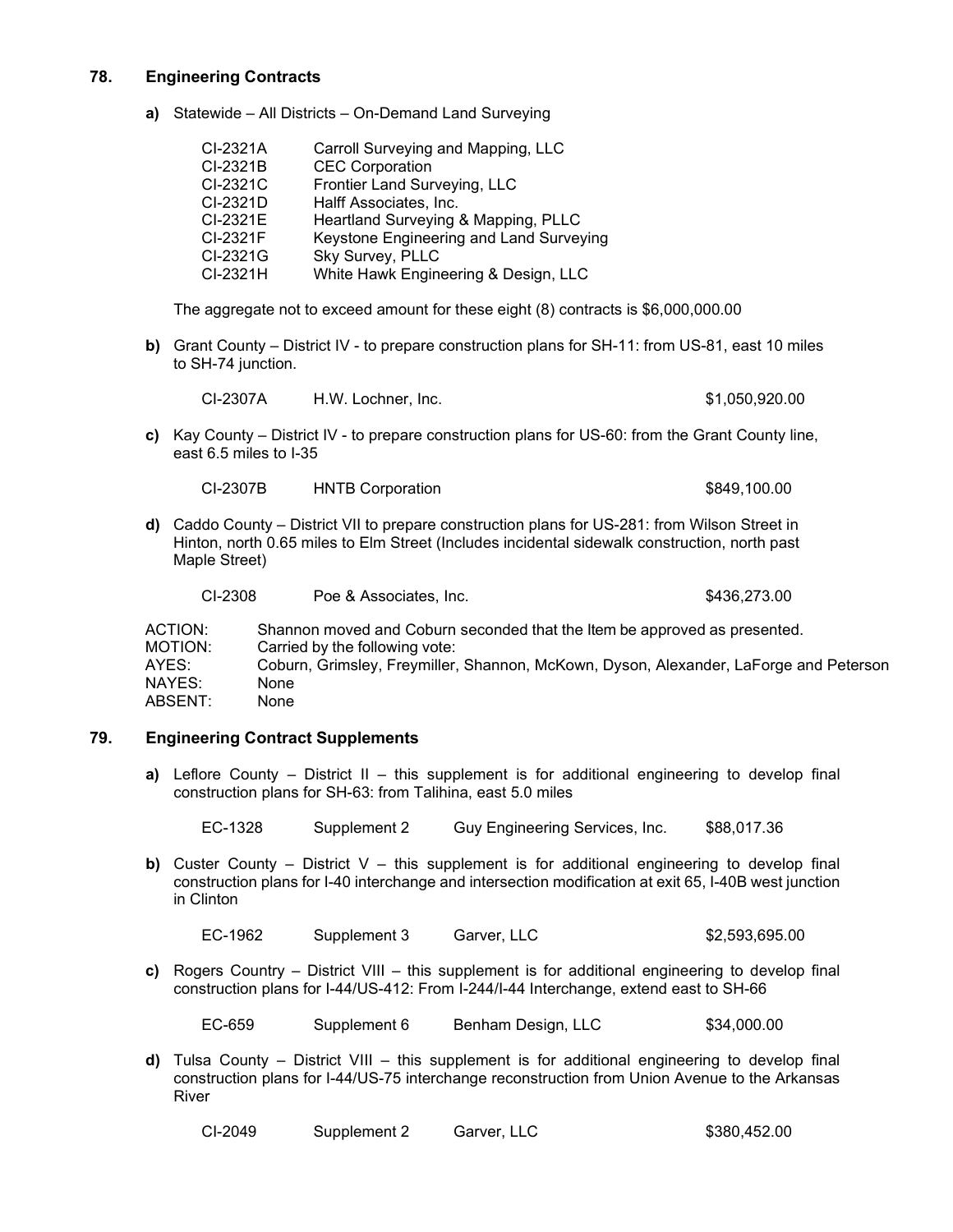## 78. Engineering Contracts

**a)** Statewide – All Districts – On-Demand Land Surveying

| | |
|---|---|
| CI-2321A | Carroll Surveying and Mapping, LLC |
| CI-2321B | CEC Corporation |
| CI-2321C | Frontier Land Surveying, LLC |
| CI-2321D | Halff Associates, Inc. |
| CI-2321E | Heartland Surveying & Mapping, PLLC |
| CI-2321F | Keystone Engineering and Land Surveying |
| CI-2321G | Sky Survey, PLLC |
| CI-2321H | White Hawk Engineering & Design, LLC |

The aggregate not to exceed amount for these eight (8) contracts is $6,000,000.00

**b)** Grant County – District IV - to prepare construction plans for SH-11: from US-81, east 10 miles to SH-74 junction.

| | | |
|---|---|---|
| CI-2307A | H.W. Lochner, Inc. | $1,050,920.00 |

**c)** Kay County – District IV - to prepare construction plans for US-60: from the Grant County line, east 6.5 miles to I-35

| | | |
|---|---|---|
| CI-2307B | HNTB Corporation | $849,100.00 |

**d)** Caddo County – District VII to prepare construction plans for US-281: from Wilson Street in Hinton, north 0.65 miles to Elm Street (Includes incidental sidewalk construction, north past Maple Street)

| | | |
|---|---|---|
| CI-2308 | Poe & Associates, Inc. | $436,273.00 |

| | |
|---|---|
| ACTION: | Shannon moved and Coburn seconded that the Item be approved as presented. |
| MOTION: | Carried by the following vote: |
| AYES: | Coburn, Grimsley, Freymiller, Shannon, McKown, Dyson, Alexander, LaForge and Peterson |
| NAYES: | None |
| ABSENT: | None |

## 79. Engineering Contract Supplements

**a)** Leflore County – District II – this supplement is for additional engineering to develop final construction plans for SH-63: from Talihina, east 5.0 miles

| | | | |
|---|---|---|---|
| EC-1328 | Supplement 2 | Guy Engineering Services, Inc. | $88,017.36 |

**b)** Custer County – District V – this supplement is for additional engineering to develop final construction plans for I-40 interchange and intersection modification at exit 65, I-40B west junction in Clinton

| | | | |
|---|---|---|---|
| EC-1962 | Supplement 3 | Garver, LLC | $2,593,695.00 |

**c)** Rogers Country – District VIII – this supplement is for additional engineering to develop final construction plans for I-44/US-412: From I-244/I-44 Interchange, extend east to SH-66

| | | | |
|---|---|---|---|
| EC-659 | Supplement 6 | Benham Design, LLC | $34,000.00 |

**d)** Tulsa County – District VIII – this supplement is for additional engineering to develop final construction plans for I-44/US-75 interchange reconstruction from Union Avenue to the Arkansas River

| | | | |
|---|---|---|---|
| CI-2049 | Supplement 2 | Garver, LLC | $380,452.00 |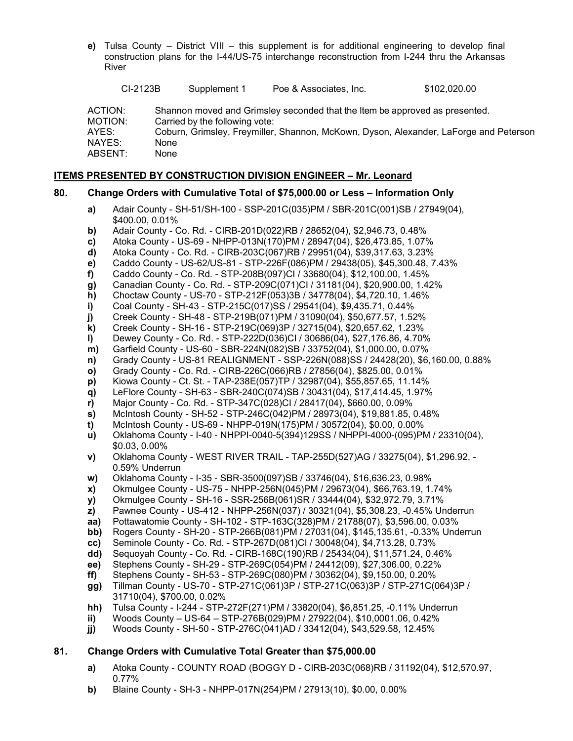**e)** Tulsa County – District VIII – this supplement is for additional engineering to develop final construction plans for the I-44/US-75 interchange reconstruction from I-244 thru the Arkansas River

| CI-2123B | Supplement 1 | Poe & Associates, Inc. | $102,020.00 |
|---|---|---|---|

ACTION: Shannon moved and Grimsley seconded that the Item be approved as presented.
MOTION: Carried by the following vote:
AYES: Coburn, Grimsley, Freymiller, Shannon, McKown, Dyson, Alexander, LaForge and Peterson
NAYES: None
ABSENT: None

## ITEMS PRESENTED BY CONSTRUCTION DIVISION ENGINEER – Mr. Leonard

### 80. Change Orders with Cumulative Total of $75,000.00 or Less – Information Only

- **a)** Adair County - SH-51/SH-100 - SSP-201C(035)PM / SBR-201C(001)SB / 27949(04), $400.00, 0.01%
- **b)** Adair County - Co. Rd. - CIRB-201D(022)RB / 28652(04), $2,946.73, 0.48%
- **c)** Atoka County - US-69 - NHPP-013N(170)PM / 28947(04), $26,473.85, 1.07%
- **d)** Atoka County - Co. Rd. - CIRB-203C(067)RB / 29951(04), $39,317.63, 3.23%
- **e)** Caddo County - US-62/US-81 - STP-226F(086)PM / 29438(05), $45,300.48, 7.43%
- **f)** Caddo County - Co. Rd. - STP-208B(097)CI / 33680(04), $12,100.00, 1.45%
- **g)** Canadian County - Co. Rd. - STP-209C(071)CI / 31181(04), $20,900.00, 1.42%
- **h)** Choctaw County - US-70 - STP-212F(053)3B / 34778(04), $4,720.10, 1.46%
- **i)** Coal County - SH-43 - STP-215C(017)SS / 29541(04), $9,435.71, 0.44%
- **j)** Creek County - SH-48 - STP-219B(071)PM / 31090(04), $50,677.57, 1.52%
- **k)** Creek County - SH-16 - STP-219C(069)3P / 32715(04), $20,657.62, 1.23%
- **l)** Dewey County - Co. Rd. - STP-222D(036)CI / 30686(04), $27,176.86, 4.70%
- **m)** Garfield County - US-60 - SBR-224N(082)SB / 33752(04), $1,000.00, 0.07%
- **n)** Grady County - US-81 REALIGNMENT - SSP-226N(088)SS / 24428(20), $6,160.00, 0.88%
- **o)** Grady County - Co. Rd. - CIRB-226C(066)RB / 27856(04), $825.00, 0.01%
- **p)** Kiowa County - Ct. St. - TAP-238E(057)TP / 32987(04), $55,857.65, 11.14%
- **q)** LeFlore County - SH-63 - SBR-240C(074)SB / 30431(04), $17,414.45, 1.97%
- **r)** Major County - Co. Rd. - STP-347C(028)CI / 28417(04), $660.00, 0.09%
- **s)** McIntosh County - SH-52 - STP-246C(042)PM / 28973(04), $19,881.85, 0.48%
- **t)** McIntosh County - US-69 - NHPP-019N(175)PM / 30572(04), $0.00, 0.00%
- **u)** Oklahoma County - I-40 - NHPPI-0040-5(394)129SS / NHPPI-4000-(095)PM / 23310(04), $0.03, 0.00%
- **v)** Oklahoma County - WEST RIVER TRAIL - TAP-255D(527)AG / 33275(04), $1,296.92, -0.59% Underrun
- **w)** Oklahoma County - I-35 - SBR-3500(097)SB / 33746(04), $16,636.23, 0.98%
- **x)** Okmulgee County - US-75 - NHPP-256N(045)PM / 29673(04), $66,763.19, 1.74%
- **y)** Okmulgee County - SH-16 - SSR-256B(061)SR / 33444(04), $32,972.79, 3.71%
- **z)** Pawnee County - US-412 - NHPP-256N(037) / 30321(04), $5,308.23, -0.45% Underrun
- **aa)** Pottawatomie County - SH-102 - STP-163C(328)PM / 21788(07), $3,596.00, 0.03%
- **bb)** Rogers County - SH-20 - STP-266B(081)PM / 27031(04), $145,135.61, -0.33% Underrun
- **cc)** Seminole County - Co. Rd. - STP-267D(081)CI / 30048(04), $4,713.28, 0.73%
- **dd)** Sequoyah County - Co. Rd. - CIRB-168C(190)RB / 25434(04), $11,571.24, 0.46%
- **ee)** Stephens County - SH-29 - STP-269C(054)PM / 24412(09), $27,306.00, 0.22%
- **ff)** Stephens County - SH-53 - STP-269C(080)PM / 30362(04), $9,150.00, 0.20%
- **gg)** Tillman County - US-70 - STP-271C(061)3P / STP-271C(063)3P / STP-271C(064)3P / 31710(04), $700.00, 0.02%
- **hh)** Tulsa County - I-244 - STP-272F(271)PM / 33820(04), $6,851.25, -0.11% Underrun
- **ii)** Woods County – US-64 – STP-276B(029)PM / 27922(04), $10,0001.06, 0.42%
- **jj)** Woods County - SH-50 - STP-276C(041)AD / 33412(04), $43,529.58, 12.45%

### 81. Change Orders with Cumulative Total Greater than $75,000.00

- **a)** Atoka County - COUNTY ROAD (BOGGY D - CIRB-203C(068)RB / 31192(04), $12,570.97, 0.77%
- **b)** Blaine County - SH-3 - NHPP-017N(254)PM / 27913(10), $0.00, 0.00%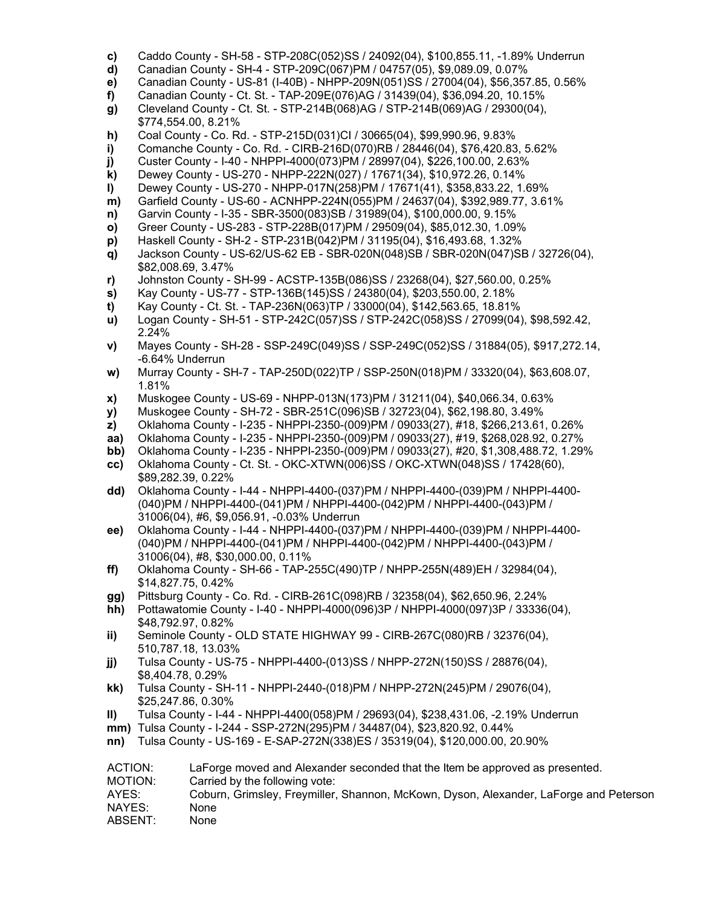**c)** Caddo County - SH-58 - STP-208C(052)SS / 24092(04), $100,855.11, -1.89% Underrun

**d)** Canadian County - SH-4 - STP-209C(067)PM / 04757(05), $9,089.09, 0.07%

**e)** Canadian County - US-81 (I-40B) - NHPP-209N(051)SS / 27004(04), $56,357.85, 0.56%

**f)** Canadian County - Ct. St. - TAP-209E(076)AG / 31439(04), $36,094.20, 10.15%

**g)** Cleveland County - Ct. St. - STP-214B(068)AG / STP-214B(069)AG / 29300(04), $774,554.00, 8.21%

**h)** Coal County - Co. Rd. - STP-215D(031)CI / 30665(04), $99,990.96, 9.83%

**i)** Comanche County - Co. Rd. - CIRB-216D(070)RB / 28446(04), $76,420.83, 5.62%

**j)** Custer County - I-40 - NHPPI-4000(073)PM / 28997(04), $226,100.00, 2.63%

**k)** Dewey County - US-270 - NHPP-222N(027) / 17671(34), $10,972.26, 0.14%

**l)** Dewey County - US-270 - NHPP-017N(258)PM / 17671(41), $358,833.22, 1.69%

**m)** Garfield County - US-60 - ACNHPP-224N(055)PM / 24637(04), $392,989.77, 3.61%

**n)** Garvin County - I-35 - SBR-3500(083)SB / 31989(04), $100,000.00, 9.15%

**o)** Greer County - US-283 - STP-228B(017)PM / 29509(04), $85,012.30, 1.09%

**p)** Haskell County - SH-2 - STP-231B(042)PM / 31195(04), $16,493.68, 1.32%

**q)** Jackson County - US-62/US-62 EB - SBR-020N(048)SB / SBR-020N(047)SB / 32726(04), $82,008.69, 3.47%

**r)** Johnston County - SH-99 - ACSTP-135B(086)SS / 23268(04), $27,560.00, 0.25%

**s)** Kay County - US-77 - STP-136B(145)SS / 24380(04), $203,550.00, 2.18%

**t)** Kay County - Ct. St. - TAP-236N(063)TP / 33000(04), $142,563.65, 18.81%

**u)** Logan County - SH-51 - STP-242C(057)SS / STP-242C(058)SS / 27099(04), $98,592.42, 2.24%

**v)** Mayes County - SH-28 - SSP-249C(049)SS / SSP-249C(052)SS / 31884(05), $917,272.14, -6.64% Underrun

**w)** Murray County - SH-7 - TAP-250D(022)TP / SSP-250N(018)PM / 33320(04), $63,608.07, 1.81%

**x)** Muskogee County - US-69 - NHPP-013N(173)PM / 31211(04), $40,066.34, 0.63%

**y)** Muskogee County - SH-72 - SBR-251C(096)SB / 32723(04), $62,198.80, 3.49%

**z)** Oklahoma County - I-235 - NHPPI-2350-(009)PM / 09033(27), #18, $266,213.61, 0.26%

**aa)** Oklahoma County - I-235 - NHPPI-2350-(009)PM / 09033(27), #19, $268,028.92, 0.27%

**bb)** Oklahoma County - I-235 - NHPPI-2350-(009)PM / 09033(27), #20, $1,308,488.72, 1.29%

**cc)** Oklahoma County - Ct. St. - OKC-XTWN(006)SS / OKC-XTWN(048)SS / 17428(60), $89,282.39, 0.22%

**dd)** Oklahoma County - I-44 - NHPPI-4400-(037)PM / NHPPI-4400-(039)PM / NHPPI-4400-(040)PM / NHPPI-4400-(041)PM / NHPPI-4400-(042)PM / NHPPI-4400-(043)PM / 31006(04), #6, $9,056.91, -0.03% Underrun

**ee)** Oklahoma County - I-44 - NHPPI-4400-(037)PM / NHPPI-4400-(039)PM / NHPPI-4400-(040)PM / NHPPI-4400-(041)PM / NHPPI-4400-(042)PM / NHPPI-4400-(043)PM / 31006(04), #8, $30,000.00, 0.11%

**ff)** Oklahoma County - SH-66 - TAP-255C(490)TP / NHPP-255N(489)EH / 32984(04), $14,827.75, 0.42%

**gg)** Pittsburg County - Co. Rd. - CIRB-261C(098)RB / 32358(04), $62,650.96, 2.24%

**hh)** Pottawatomie County - I-40 - NHPPI-4000(096)3P / NHPPI-4000(097)3P / 33336(04), $48,792.97, 0.82%

**ii)** Seminole County - OLD STATE HIGHWAY 99 - CIRB-267C(080)RB / 32376(04), 510,787.18, 13.03%

**jj)** Tulsa County - US-75 - NHPPI-4400-(013)SS / NHPP-272N(150)SS / 28876(04), $8,404.78, 0.29%

**kk)** Tulsa County - SH-11 - NHPPI-2440-(018)PM / NHPP-272N(245)PM / 29076(04), $25,247.86, 0.30%

**ll)** Tulsa County - I-44 - NHPPI-4400(058)PM / 29693(04), $238,431.06, -2.19% Underrun

**mm)** Tulsa County - I-244 - SSP-272N(295)PM / 34487(04), $23,820.92, 0.44%

**nn)** Tulsa County - US-169 - E-SAP-272N(338)ES / 35319(04), $120,000.00, 20.90%

ACTION: LaForge moved and Alexander seconded that the Item be approved as presented.
MOTION: Carried by the following vote:
AYES: Coburn, Grimsley, Freymiller, Shannon, McKown, Dyson, Alexander, LaForge and Peterson
NAYES: None
ABSENT: None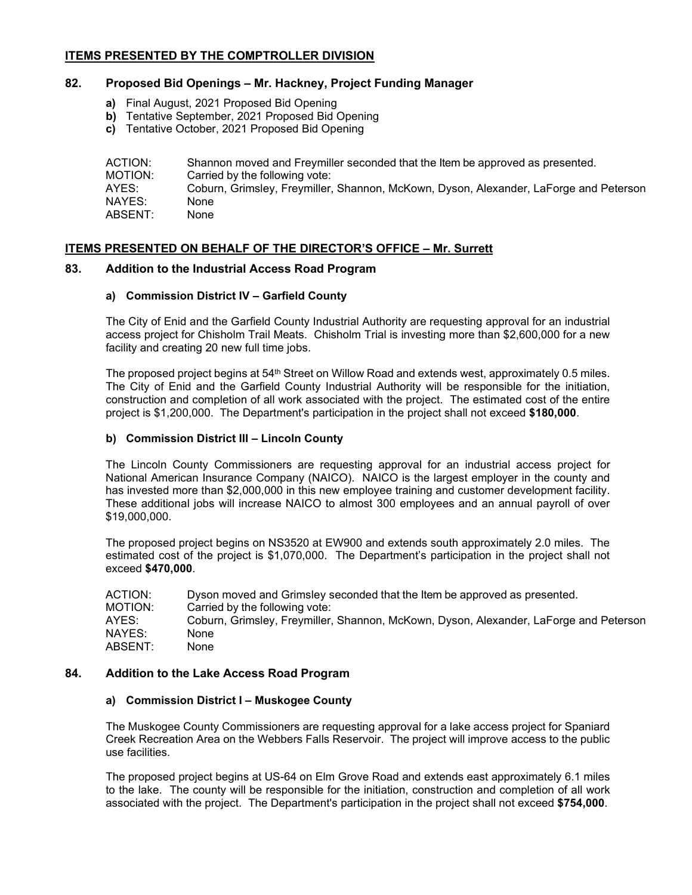## ITEMS PRESENTED BY THE COMPTROLLER DIVISION

### 82. Proposed Bid Openings – Mr. Hackney, Project Funding Manager

**a)** Final August, 2021 Proposed Bid Opening
**b)** Tentative September, 2021 Proposed Bid Opening
**c)** Tentative October, 2021 Proposed Bid Opening

ACTION: Shannon moved and Freymiller seconded that the Item be approved as presented.
MOTION: Carried by the following vote:
AYES: Coburn, Grimsley, Freymiller, Shannon, McKown, Dyson, Alexander, LaForge and Peterson
NAYES: None
ABSENT: None

## ITEMS PRESENTED ON BEHALF OF THE DIRECTOR'S OFFICE – Mr. Surrett

### 83. Addition to the Industrial Access Road Program

#### a) Commission District IV – Garfield County

The City of Enid and the Garfield County Industrial Authority are requesting approval for an industrial access project for Chisholm Trail Meats. Chisholm Trial is investing more than $2,600,000 for a new facility and creating 20 new full time jobs.

The proposed project begins at 54th Street on Willow Road and extends west, approximately 0.5 miles. The City of Enid and the Garfield County Industrial Authority will be responsible for the initiation, construction and completion of all work associated with the project. The estimated cost of the entire project is $1,200,000. The Department's participation in the project shall not exceed **$180,000**.

#### b) Commission District III – Lincoln County

The Lincoln County Commissioners are requesting approval for an industrial access project for National American Insurance Company (NAICO). NAICO is the largest employer in the county and has invested more than $2,000,000 in this new employee training and customer development facility. These additional jobs will increase NAICO to almost 300 employees and an annual payroll of over $19,000,000.

The proposed project begins on NS3520 at EW900 and extends south approximately 2.0 miles. The estimated cost of the project is $1,070,000. The Department's participation in the project shall not exceed **$470,000**.

ACTION: Dyson moved and Grimsley seconded that the Item be approved as presented.
MOTION: Carried by the following vote:
AYES: Coburn, Grimsley, Freymiller, Shannon, McKown, Dyson, Alexander, LaForge and Peterson
NAYES: None
ABSENT: None

### 84. Addition to the Lake Access Road Program

#### a) Commission District I – Muskogee County

The Muskogee County Commissioners are requesting approval for a lake access project for Spaniard Creek Recreation Area on the Webbers Falls Reservoir. The project will improve access to the public use facilities.

The proposed project begins at US-64 on Elm Grove Road and extends east approximately 6.1 miles to the lake. The county will be responsible for the initiation, construction and completion of all work associated with the project. The Department's participation in the project shall not exceed **$754,000**.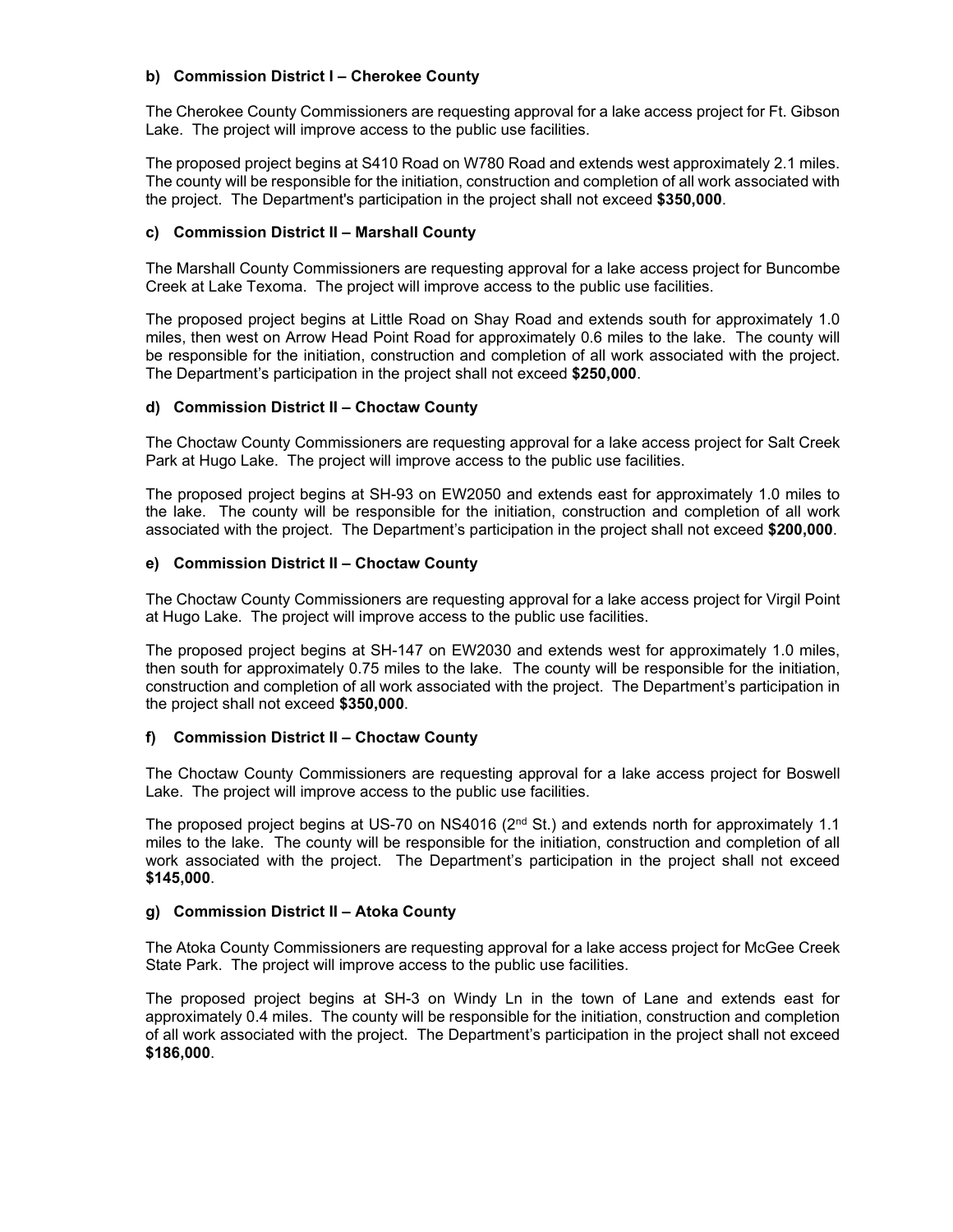#### b) Commission District I – Cherokee County

The Cherokee County Commissioners are requesting approval for a lake access project for Ft. Gibson Lake. The project will improve access to the public use facilities.

The proposed project begins at S410 Road on W780 Road and extends west approximately 2.1 miles. The county will be responsible for the initiation, construction and completion of all work associated with the project. The Department's participation in the project shall not exceed **$350,000**.

#### c) Commission District II – Marshall County

The Marshall County Commissioners are requesting approval for a lake access project for Buncombe Creek at Lake Texoma. The project will improve access to the public use facilities.

The proposed project begins at Little Road on Shay Road and extends south for approximately 1.0 miles, then west on Arrow Head Point Road for approximately 0.6 miles to the lake. The county will be responsible for the initiation, construction and completion of all work associated with the project. The Department's participation in the project shall not exceed **$250,000**.

#### d) Commission District II – Choctaw County

The Choctaw County Commissioners are requesting approval for a lake access project for Salt Creek Park at Hugo Lake. The project will improve access to the public use facilities.

The proposed project begins at SH-93 on EW2050 and extends east for approximately 1.0 miles to the lake. The county will be responsible for the initiation, construction and completion of all work associated with the project. The Department's participation in the project shall not exceed **$200,000**.

#### e) Commission District II – Choctaw County

The Choctaw County Commissioners are requesting approval for a lake access project for Virgil Point at Hugo Lake. The project will improve access to the public use facilities.

The proposed project begins at SH-147 on EW2030 and extends west for approximately 1.0 miles, then south for approximately 0.75 miles to the lake. The county will be responsible for the initiation, construction and completion of all work associated with the project. The Department's participation in the project shall not exceed **$350,000**.

#### f) Commission District II – Choctaw County

The Choctaw County Commissioners are requesting approval for a lake access project for Boswell Lake. The project will improve access to the public use facilities.

The proposed project begins at US-70 on NS4016 (2nd St.) and extends north for approximately 1.1 miles to the lake. The county will be responsible for the initiation, construction and completion of all work associated with the project. The Department's participation in the project shall not exceed **$145,000**.

#### g) Commission District II – Atoka County

The Atoka County Commissioners are requesting approval for a lake access project for McGee Creek State Park. The project will improve access to the public use facilities.

The proposed project begins at SH-3 on Windy Ln in the town of Lane and extends east for approximately 0.4 miles. The county will be responsible for the initiation, construction and completion of all work associated with the project. The Department's participation in the project shall not exceed **$186,000**.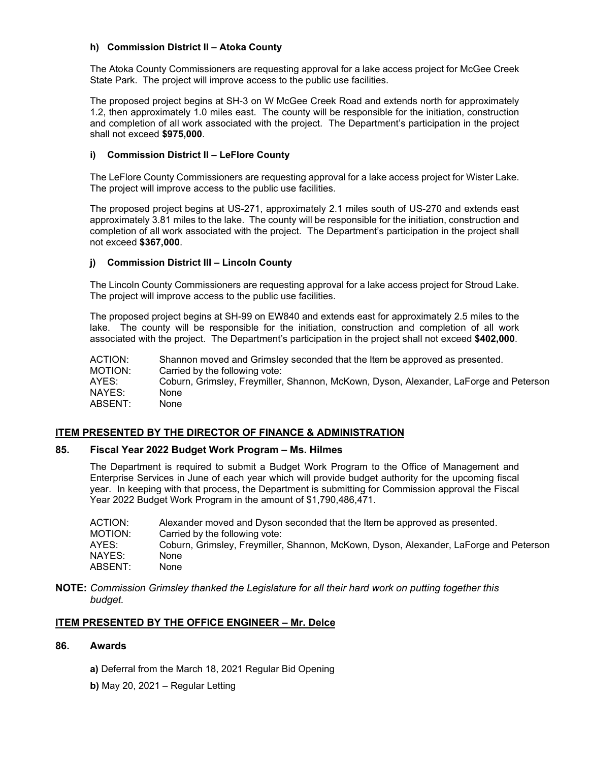### h) Commission District II – Atoka County

The Atoka County Commissioners are requesting approval for a lake access project for McGee Creek State Park. The project will improve access to the public use facilities.

The proposed project begins at SH-3 on W McGee Creek Road and extends north for approximately 1.2, then approximately 1.0 miles east. The county will be responsible for the initiation, construction and completion of all work associated with the project. The Department's participation in the project shall not exceed **$975,000**.

### i) Commission District II – LeFlore County

The LeFlore County Commissioners are requesting approval for a lake access project for Wister Lake. The project will improve access to the public use facilities.

The proposed project begins at US-271, approximately 2.1 miles south of US-270 and extends east approximately 3.81 miles to the lake. The county will be responsible for the initiation, construction and completion of all work associated with the project. The Department's participation in the project shall not exceed **$367,000**.

### j) Commission District III – Lincoln County

The Lincoln County Commissioners are requesting approval for a lake access project for Stroud Lake. The project will improve access to the public use facilities.

The proposed project begins at SH-99 on EW840 and extends east for approximately 2.5 miles to the lake. The county will be responsible for the initiation, construction and completion of all work associated with the project. The Department's participation in the project shall not exceed **$402,000**.

ACTION: Shannon moved and Grimsley seconded that the Item be approved as presented.
MOTION: Carried by the following vote:
AYES: Coburn, Grimsley, Freymiller, Shannon, McKown, Dyson, Alexander, LaForge and Peterson
NAYES: None
ABSENT: None

## ITEM PRESENTED BY THE DIRECTOR OF FINANCE & ADMINISTRATION

### 85. Fiscal Year 2022 Budget Work Program – Ms. Hilmes

The Department is required to submit a Budget Work Program to the Office of Management and Enterprise Services in June of each year which will provide budget authority for the upcoming fiscal year. In keeping with that process, the Department is submitting for Commission approval the Fiscal Year 2022 Budget Work Program in the amount of $1,790,486,471.

ACTION: Alexander moved and Dyson seconded that the Item be approved as presented.
MOTION: Carried by the following vote:
AYES: Coburn, Grimsley, Freymiller, Shannon, McKown, Dyson, Alexander, LaForge and Peterson
NAYES: None
ABSENT: None

**NOTE:** *Commission Grimsley thanked the Legislature for all their hard work on putting together this budget.*

## ITEM PRESENTED BY THE OFFICE ENGINEER – Mr. Delce

### 86. Awards

**a)** Deferral from the March 18, 2021 Regular Bid Opening

**b)** May 20, 2021 – Regular Letting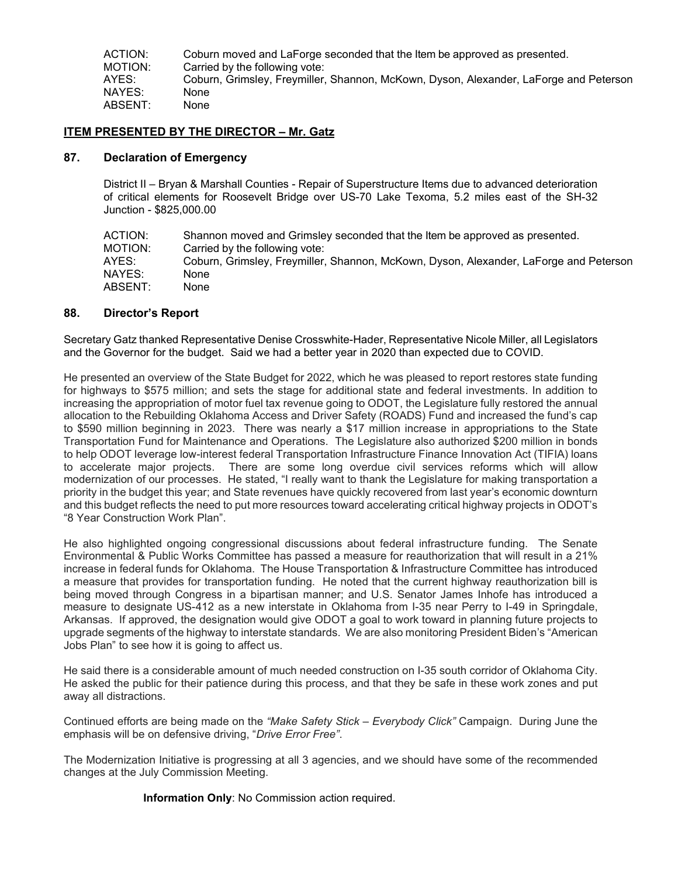ACTION: Coburn moved and LaForge seconded that the Item be approved as presented.
MOTION: Carried by the following vote:
AYES: Coburn, Grimsley, Freymiller, Shannon, McKown, Dyson, Alexander, LaForge and Peterson
NAYES: None
ABSENT: None

**ITEM PRESENTED BY THE DIRECTOR – Mr. Gatz**

### 87. Declaration of Emergency

District II – Bryan & Marshall Counties - Repair of Superstructure Items due to advanced deterioration of critical elements for Roosevelt Bridge over US-70 Lake Texoma, 5.2 miles east of the SH-32 Junction - $825,000.00

ACTION: Shannon moved and Grimsley seconded that the Item be approved as presented.
MOTION: Carried by the following vote:
AYES: Coburn, Grimsley, Freymiller, Shannon, McKown, Dyson, Alexander, LaForge and Peterson
NAYES: None
ABSENT: None

### 88. Director's Report

Secretary Gatz thanked Representative Denise Crosswhite-Hader, Representative Nicole Miller, all Legislators and the Governor for the budget. Said we had a better year in 2020 than expected due to COVID.

He presented an overview of the State Budget for 2022, which he was pleased to report restores state funding for highways to $575 million; and sets the stage for additional state and federal investments. In addition to increasing the appropriation of motor fuel tax revenue going to ODOT, the Legislature fully restored the annual allocation to the Rebuilding Oklahoma Access and Driver Safety (ROADS) Fund and increased the fund's cap to $590 million beginning in 2023. There was nearly a $17 million increase in appropriations to the State Transportation Fund for Maintenance and Operations. The Legislature also authorized $200 million in bonds to help ODOT leverage low-interest federal Transportation Infrastructure Finance Innovation Act (TIFIA) loans to accelerate major projects. There are some long overdue civil services reforms which will allow modernization of our processes. He stated, "I really want to thank the Legislature for making transportation a priority in the budget this year; and State revenues have quickly recovered from last year's economic downturn and this budget reflects the need to put more resources toward accelerating critical highway projects in ODOT's "8 Year Construction Work Plan".

He also highlighted ongoing congressional discussions about federal infrastructure funding. The Senate Environmental & Public Works Committee has passed a measure for reauthorization that will result in a 21% increase in federal funds for Oklahoma. The House Transportation & Infrastructure Committee has introduced a measure that provides for transportation funding. He noted that the current highway reauthorization bill is being moved through Congress in a bipartisan manner; and U.S. Senator James Inhofe has introduced a measure to designate US-412 as a new interstate in Oklahoma from I-35 near Perry to I-49 in Springdale, Arkansas. If approved, the designation would give ODOT a goal to work toward in planning future projects to upgrade segments of the highway to interstate standards. We are also monitoring President Biden's "American Jobs Plan" to see how it is going to affect us.

He said there is a considerable amount of much needed construction on I-35 south corridor of Oklahoma City. He asked the public for their patience during this process, and that they be safe in these work zones and put away all distractions.

Continued efforts are being made on the *"Make Safety Stick – Everybody Click"* Campaign. During June the emphasis will be on defensive driving, "*Drive Error Free"*.

The Modernization Initiative is progressing at all 3 agencies, and we should have some of the recommended changes at the July Commission Meeting.

**Information Only**: No Commission action required.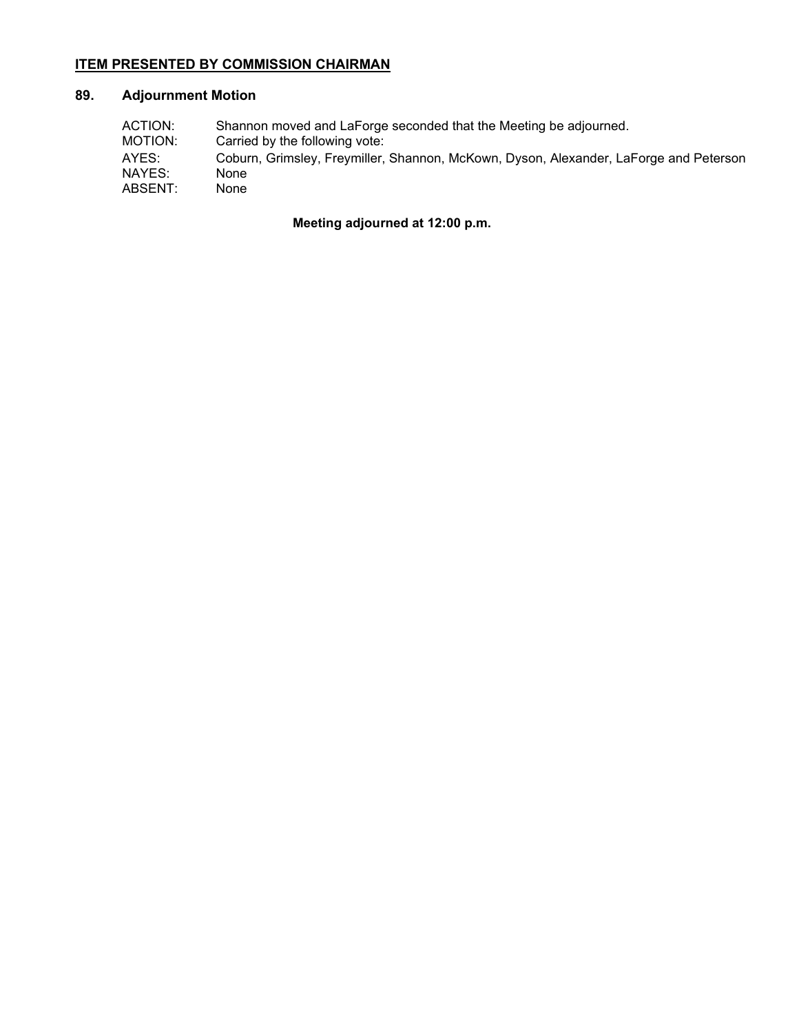**<u>ITEM PRESENTED BY COMMISSION CHAIRMAN</u>**

### 89. Adjournment Motion

| | |
|---|---|
| ACTION: | Shannon moved and LaForge seconded that the Meeting be adjourned. |
| MOTION: | Carried by the following vote: |
| AYES: | Coburn, Grimsley, Freymiller, Shannon, McKown, Dyson, Alexander, LaForge and Peterson |
| NAYES: | None |
| ABSENT: | None |

**Meeting adjourned at 12:00 p.m.**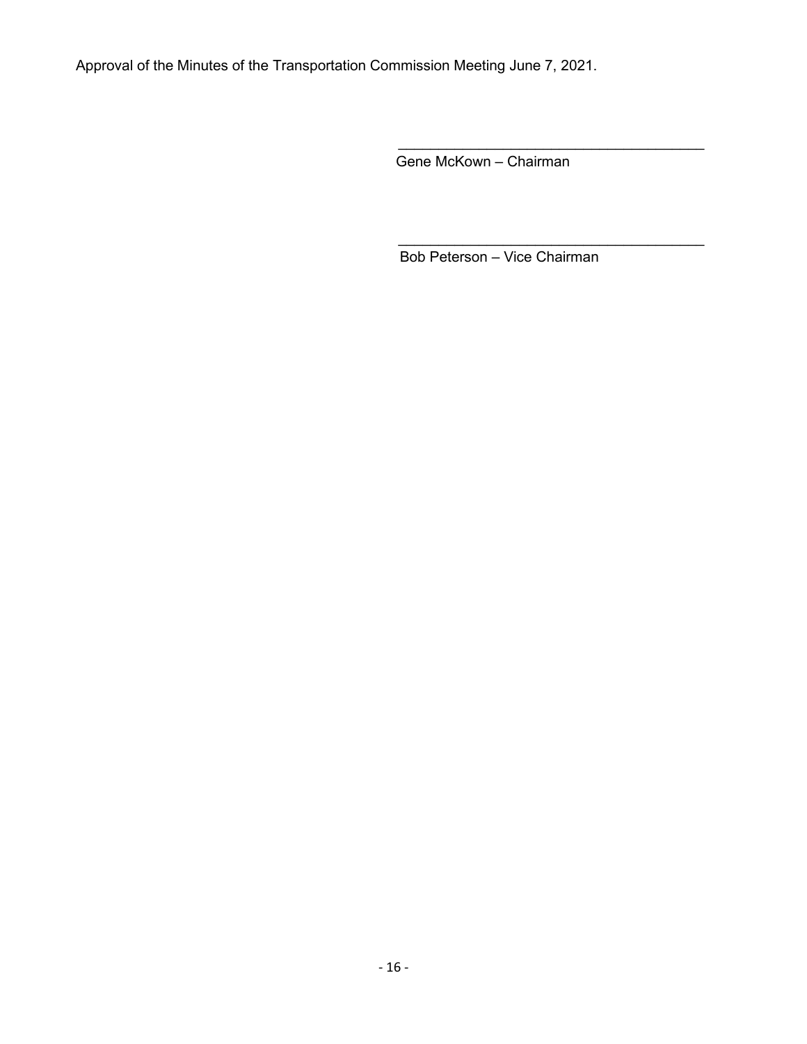Approval of the Minutes of the Transportation Commission Meeting June 7, 2021.

\_\_\_\_\_\_\_\_\_\_\_\_\_\_\_\_\_\_\_\_\_\_\_\_\_\_\_\_\_\_\_\_\_\_\_\_\_\_\_\_

Gene McKown – Chairman

\_\_\_\_\_\_\_\_\_\_\_\_\_\_\_\_\_\_\_\_\_\_\_\_\_\_\_\_\_\_\_\_\_\_\_\_\_\_\_\_

Bob Peterson – Vice Chairman